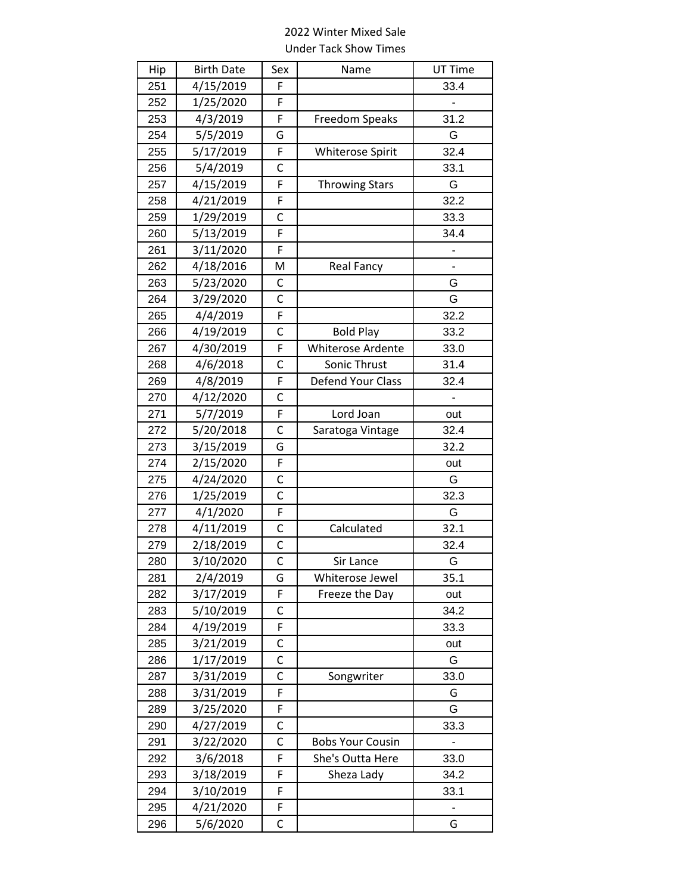# 2022 Winter Mixed Sale

## Under Tack Show Times

| Hip | Birth Date | Sex | Name | UT Time |
|---|---|---|---|---|
| 251 | 4/15/2019 | F | | 33.4 |
| 252 | 1/25/2020 | F | | - |
| 253 | 4/3/2019 | F | Freedom Speaks | 31.2 |
| 254 | 5/5/2019 | G | | G |
| 255 | 5/17/2019 | F | Whiterose Spirit | 32.4 |
| 256 | 5/4/2019 | C | | 33.1 |
| 257 | 4/15/2019 | F | Throwing Stars | G |
| 258 | 4/21/2019 | F | | 32.2 |
| 259 | 1/29/2019 | C | | 33.3 |
| 260 | 5/13/2019 | F | | 34.4 |
| 261 | 3/11/2020 | F | | - |
| 262 | 4/18/2016 | M | Real Fancy | - |
| 263 | 5/23/2020 | C | | G |
| 264 | 3/29/2020 | C | | G |
| 265 | 4/4/2019 | F | | 32.2 |
| 266 | 4/19/2019 | C | Bold Play | 33.2 |
| 267 | 4/30/2019 | F | Whiterose Ardente | 33.0 |
| 268 | 4/6/2018 | C | Sonic Thrust | 31.4 |
| 269 | 4/8/2019 | F | Defend Your Class | 32.4 |
| 270 | 4/12/2020 | C | | - |
| 271 | 5/7/2019 | F | Lord Joan | out |
| 272 | 5/20/2018 | C | Saratoga Vintage | 32.4 |
| 273 | 3/15/2019 | G | | 32.2 |
| 274 | 2/15/2020 | F | | out |
| 275 | 4/24/2020 | C | | G |
| 276 | 1/25/2019 | C | | 32.3 |
| 277 | 4/1/2020 | F | | G |
| 278 | 4/11/2019 | C | Calculated | 32.1 |
| 279 | 2/18/2019 | C | | 32.4 |
| 280 | 3/10/2020 | C | Sir Lance | G |
| 281 | 2/4/2019 | G | Whiterose Jewel | 35.1 |
| 282 | 3/17/2019 | F | Freeze the Day | out |
| 283 | 5/10/2019 | C | | 34.2 |
| 284 | 4/19/2019 | F | | 33.3 |
| 285 | 3/21/2019 | C | | out |
| 286 | 1/17/2019 | C | | G |
| 287 | 3/31/2019 | C | Songwriter | 33.0 |
| 288 | 3/31/2019 | F | | G |
| 289 | 3/25/2020 | F | | G |
| 290 | 4/27/2019 | C | | 33.3 |
| 291 | 3/22/2020 | C | Bobs Your Cousin | - |
| 292 | 3/6/2018 | F | She's Outta Here | 33.0 |
| 293 | 3/18/2019 | F | Sheza Lady | 34.2 |
| 294 | 3/10/2019 | F | | 33.1 |
| 295 | 4/21/2020 | F | | - |
| 296 | 5/6/2020 | C | | G |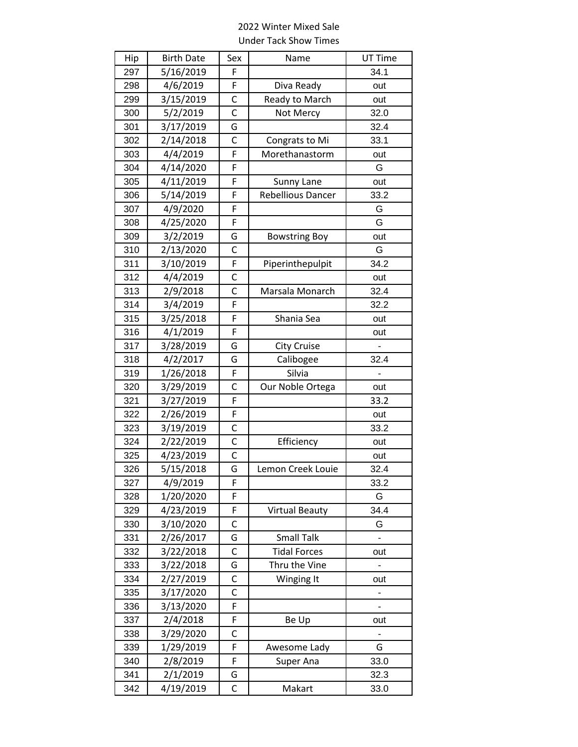2022 Winter Mixed Sale

Under Tack Show Times

| Hip | Birth Date | Sex | Name | UT Time |
|---|---|---|---|---|
| 297 | 5/16/2019 | F | | 34.1 |
| 298 | 4/6/2019 | F | Diva Ready | out |
| 299 | 3/15/2019 | C | Ready to March | out |
| 300 | 5/2/2019 | C | Not Mercy | 32.0 |
| 301 | 3/17/2019 | G | | 32.4 |
| 302 | 2/14/2018 | C | Congrats to Mi | 33.1 |
| 303 | 4/4/2019 | F | Morethanastorm | out |
| 304 | 4/14/2020 | F | | G |
| 305 | 4/11/2019 | F | Sunny Lane | out |
| 306 | 5/14/2019 | F | Rebellious Dancer | 33.2 |
| 307 | 4/9/2020 | F | | G |
| 308 | 4/25/2020 | F | | G |
| 309 | 3/2/2019 | G | Bowstring Boy | out |
| 310 | 2/13/2020 | C | | G |
| 311 | 3/10/2019 | F | Piperinthepulpit | 34.2 |
| 312 | 4/4/2019 | C | | out |
| 313 | 2/9/2018 | C | Marsala Monarch | 32.4 |
| 314 | 3/4/2019 | F | | 32.2 |
| 315 | 3/25/2018 | F | Shania Sea | out |
| 316 | 4/1/2019 | F | | out |
| 317 | 3/28/2019 | G | City Cruise | - |
| 318 | 4/2/2017 | G | Calibogee | 32.4 |
| 319 | 1/26/2018 | F | Silvia | - |
| 320 | 3/29/2019 | C | Our Noble Ortega | out |
| 321 | 3/27/2019 | F | | 33.2 |
| 322 | 2/26/2019 | F | | out |
| 323 | 3/19/2019 | C | | 33.2 |
| 324 | 2/22/2019 | C | Efficiency | out |
| 325 | 4/23/2019 | C | | out |
| 326 | 5/15/2018 | G | Lemon Creek Louie | 32.4 |
| 327 | 4/9/2019 | F | | 33.2 |
| 328 | 1/20/2020 | F | | G |
| 329 | 4/23/2019 | F | Virtual Beauty | 34.4 |
| 330 | 3/10/2020 | C | | G |
| 331 | 2/26/2017 | G | Small Talk | - |
| 332 | 3/22/2018 | C | Tidal Forces | out |
| 333 | 3/22/2018 | G | Thru the Vine | - |
| 334 | 2/27/2019 | C | Winging It | out |
| 335 | 3/17/2020 | C | | - |
| 336 | 3/13/2020 | F | | - |
| 337 | 2/4/2018 | F | Be Up | out |
| 338 | 3/29/2020 | C | | - |
| 339 | 1/29/2019 | F | Awesome Lady | G |
| 340 | 2/8/2019 | F | Super Ana | 33.0 |
| 341 | 2/1/2019 | G | | 32.3 |
| 342 | 4/19/2019 | C | Makart | 33.0 |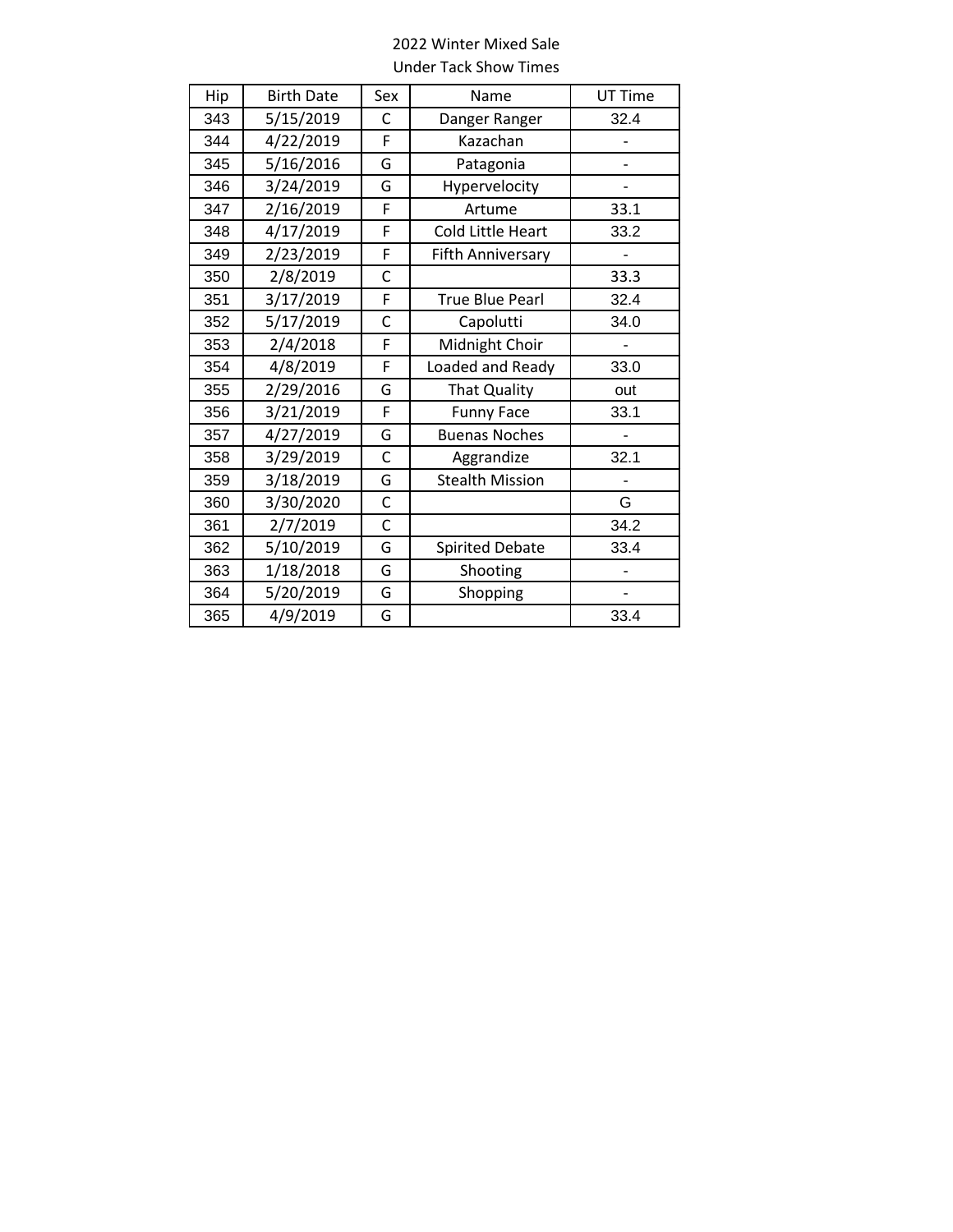2022 Winter Mixed Sale

Under Tack Show Times

| Hip | Birth Date | Sex | Name | UT Time |
|---|---|---|---|---|
| 343 | 5/15/2019 | C | Danger Ranger | 32.4 |
| 344 | 4/22/2019 | F | Kazachan | - |
| 345 | 5/16/2016 | G | Patagonia | - |
| 346 | 3/24/2019 | G | Hypervelocity | - |
| 347 | 2/16/2019 | F | Artume | 33.1 |
| 348 | 4/17/2019 | F | Cold Little Heart | 33.2 |
| 349 | 2/23/2019 | F | Fifth Anniversary | - |
| 350 | 2/8/2019 | C | | 33.3 |
| 351 | 3/17/2019 | F | True Blue Pearl | 32.4 |
| 352 | 5/17/2019 | C | Capolutti | 34.0 |
| 353 | 2/4/2018 | F | Midnight Choir | - |
| 354 | 4/8/2019 | F | Loaded and Ready | 33.0 |
| 355 | 2/29/2016 | G | That Quality | out |
| 356 | 3/21/2019 | F | Funny Face | 33.1 |
| 357 | 4/27/2019 | G | Buenas Noches | - |
| 358 | 3/29/2019 | C | Aggrandize | 32.1 |
| 359 | 3/18/2019 | G | Stealth Mission | - |
| 360 | 3/30/2020 | C | | G |
| 361 | 2/7/2019 | C | | 34.2 |
| 362 | 5/10/2019 | G | Spirited Debate | 33.4 |
| 363 | 1/18/2018 | G | Shooting | - |
| 364 | 5/20/2019 | G | Shopping | - |
| 365 | 4/9/2019 | G | | 33.4 |